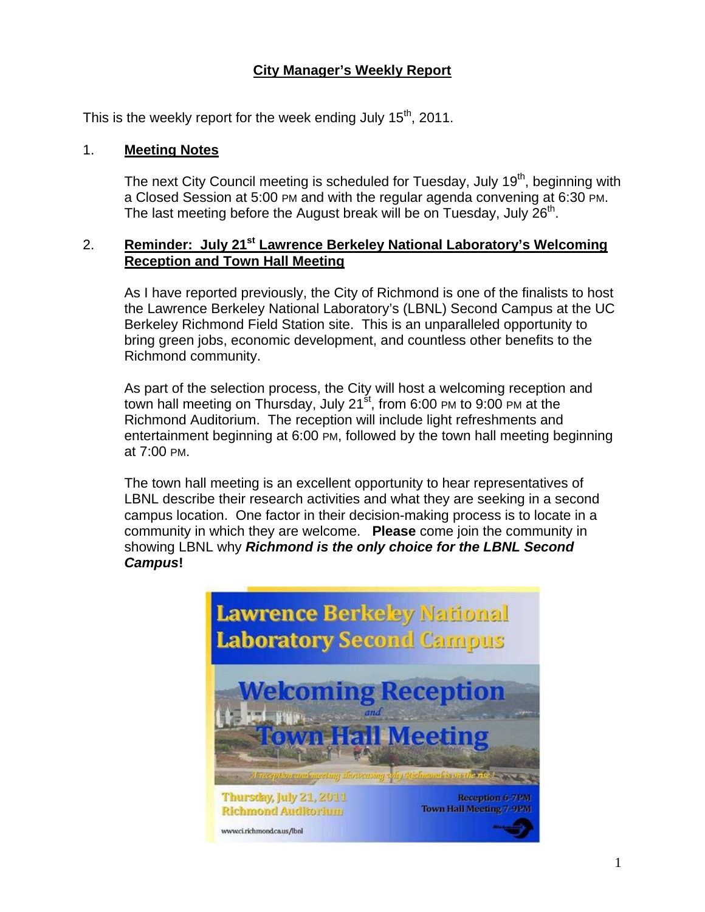# City Manager's Weekly Report

This is the weekly report for the week ending July 15th, 2011.

## 1. Meeting Notes

The next City Council meeting is scheduled for Tuesday, July 19th, beginning with a Closed Session at 5:00 PM and with the regular agenda convening at 6:30 PM. The last meeting before the August break will be on Tuesday, July 26th.

## 2. Reminder: July 21st Lawrence Berkeley National Laboratory's Welcoming Reception and Town Hall Meeting

As I have reported previously, the City of Richmond is one of the finalists to host the Lawrence Berkeley National Laboratory's (LBNL) Second Campus at the UC Berkeley Richmond Field Station site. This is an unparalleled opportunity to bring green jobs, economic development, and countless other benefits to the Richmond community.

As part of the selection process, the City will host a welcoming reception and town hall meeting on Thursday, July 21st, from 6:00 PM to 9:00 PM at the Richmond Auditorium. The reception will include light refreshments and entertainment beginning at 6:00 PM, followed by the town hall meeting beginning at 7:00 PM.

The town hall meeting is an excellent opportunity to hear representatives of LBNL describe their research activities and what they are seeking in a second campus location. One factor in their decision-making process is to locate in a community in which they are welcome. **Please** come join the community in showing LBNL why ***Richmond is the only choice for the LBNL Second Campus*!**

Lawrence Berkeley National Laboratory Second Campus

Welcoming Reception and Town Hall Meeting

A reception and meeting showcasing why Richmond is on the rise!

Thursday, July 21, 2011
Richmond Auditorium

Reception 6-7PM
Town Hall Meeting 7-9PM

www.ci.richmond.ca.us/lbnl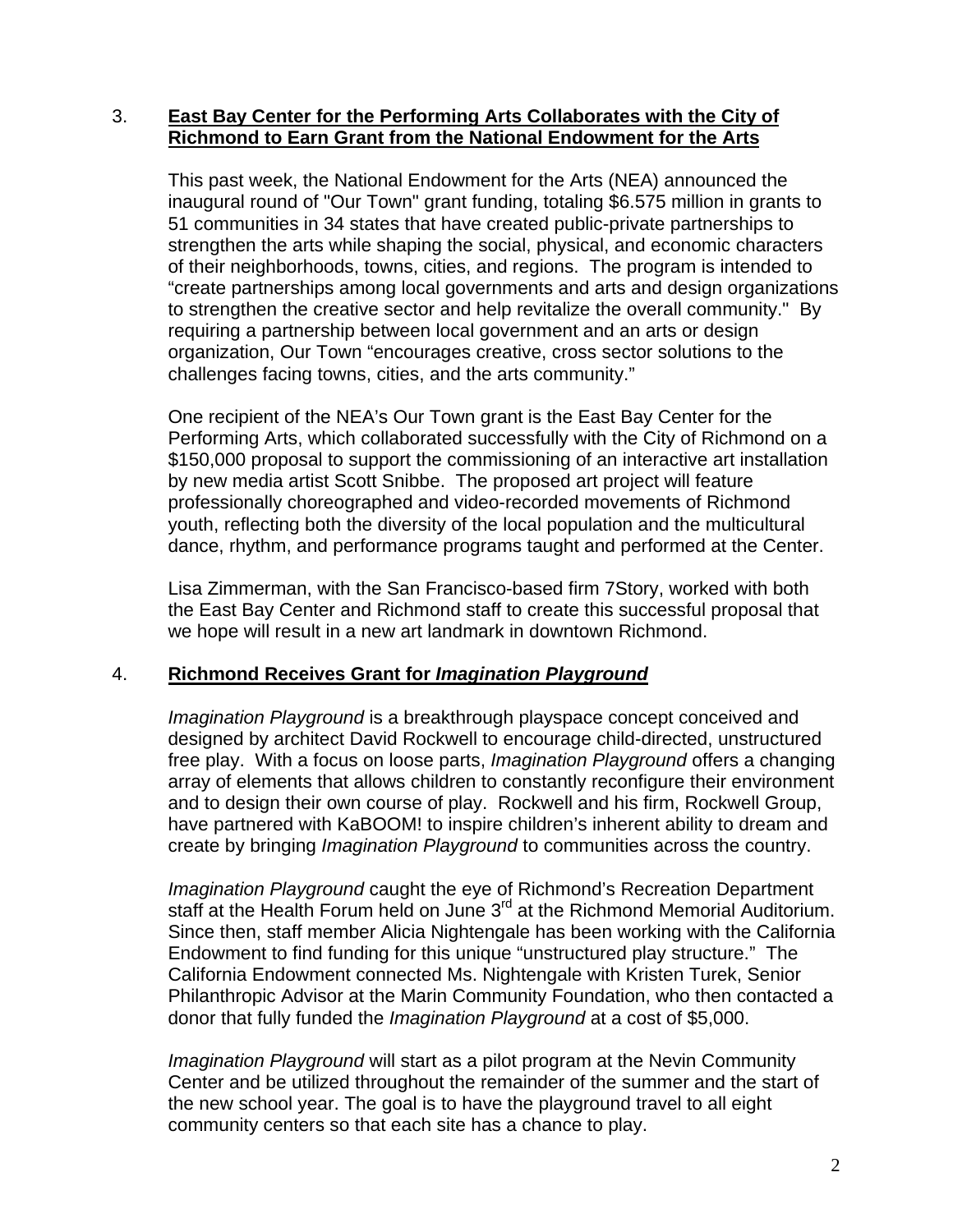3. **East Bay Center for the Performing Arts Collaborates with the City of Richmond to Earn Grant from the National Endowment for the Arts**

This past week, the National Endowment for the Arts (NEA) announced the inaugural round of "Our Town" grant funding, totaling $6.575 million in grants to 51 communities in 34 states that have created public-private partnerships to strengthen the arts while shaping the social, physical, and economic characters of their neighborhoods, towns, cities, and regions. The program is intended to "create partnerships among local governments and arts and design organizations to strengthen the creative sector and help revitalize the overall community." By requiring a partnership between local government and an arts or design organization, Our Town "encourages creative, cross sector solutions to the challenges facing towns, cities, and the arts community."

One recipient of the NEA's Our Town grant is the East Bay Center for the Performing Arts, which collaborated successfully with the City of Richmond on a $150,000 proposal to support the commissioning of an interactive art installation by new media artist Scott Snibbe. The proposed art project will feature professionally choreographed and video-recorded movements of Richmond youth, reflecting both the diversity of the local population and the multicultural dance, rhythm, and performance programs taught and performed at the Center.

Lisa Zimmerman, with the San Francisco-based firm 7Story, worked with both the East Bay Center and Richmond staff to create this successful proposal that we hope will result in a new art landmark in downtown Richmond.

4. **Richmond Receives Grant for *Imagination Playground***

*Imagination Playground* is a breakthrough playspace concept conceived and designed by architect David Rockwell to encourage child-directed, unstructured free play. With a focus on loose parts, *Imagination Playground* offers a changing array of elements that allows children to constantly reconfigure their environment and to design their own course of play. Rockwell and his firm, Rockwell Group, have partnered with KaBOOM! to inspire children's inherent ability to dream and create by bringing *Imagination Playground* to communities across the country.

*Imagination Playground* caught the eye of Richmond's Recreation Department staff at the Health Forum held on June 3rd at the Richmond Memorial Auditorium. Since then, staff member Alicia Nightengale has been working with the California Endowment to find funding for this unique "unstructured play structure." The California Endowment connected Ms. Nightengale with Kristen Turek, Senior Philanthropic Advisor at the Marin Community Foundation, who then contacted a donor that fully funded the *Imagination Playground* at a cost of $5,000.

*Imagination Playground* will start as a pilot program at the Nevin Community Center and be utilized throughout the remainder of the summer and the start of the new school year. The goal is to have the playground travel to all eight community centers so that each site has a chance to play.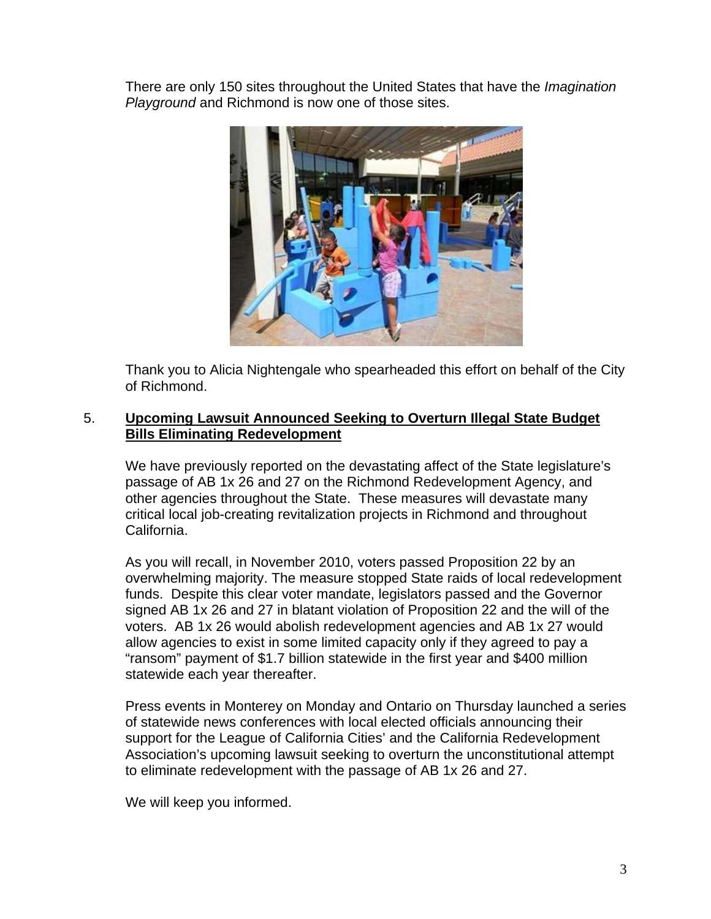There are only 150 sites throughout the United States that have the *Imagination Playground* and Richmond is now one of those sites.

Thank you to Alicia Nightengale who spearheaded this effort on behalf of the City of Richmond.

5. **Upcoming Lawsuit Announced Seeking to Overturn Illegal State Budget Bills Eliminating Redevelopment**

We have previously reported on the devastating affect of the State legislature's passage of AB 1x 26 and 27 on the Richmond Redevelopment Agency, and other agencies throughout the State. These measures will devastate many critical local job-creating revitalization projects in Richmond and throughout California.

As you will recall, in November 2010, voters passed Proposition 22 by an overwhelming majority. The measure stopped State raids of local redevelopment funds. Despite this clear voter mandate, legislators passed and the Governor signed AB 1x 26 and 27 in blatant violation of Proposition 22 and the will of the voters. AB 1x 26 would abolish redevelopment agencies and AB 1x 27 would allow agencies to exist in some limited capacity only if they agreed to pay a "ransom" payment of $1.7 billion statewide in the first year and $400 million statewide each year thereafter.

Press events in Monterey on Monday and Ontario on Thursday launched a series of statewide news conferences with local elected officials announcing their support for the League of California Cities' and the California Redevelopment Association's upcoming lawsuit seeking to overturn the unconstitutional attempt to eliminate redevelopment with the passage of AB 1x 26 and 27.

We will keep you informed.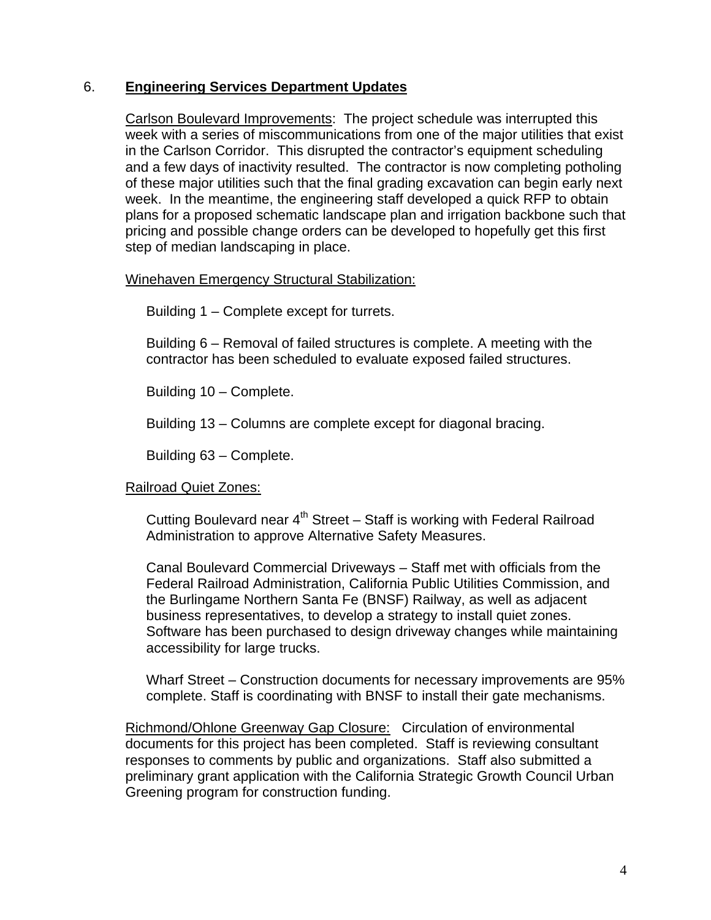## 6. **Engineering Services Department Updates**

Carlson Boulevard Improvements: The project schedule was interrupted this week with a series of miscommunications from one of the major utilities that exist in the Carlson Corridor. This disrupted the contractor's equipment scheduling and a few days of inactivity resulted. The contractor is now completing potholing of these major utilities such that the final grading excavation can begin early next week. In the meantime, the engineering staff developed a quick RFP to obtain plans for a proposed schematic landscape plan and irrigation backbone such that pricing and possible change orders can be developed to hopefully get this first step of median landscaping in place.

Winehaven Emergency Structural Stabilization:

Building 1 – Complete except for turrets.

Building 6 – Removal of failed structures is complete. A meeting with the contractor has been scheduled to evaluate exposed failed structures.

Building 10 – Complete.

Building 13 – Columns are complete except for diagonal bracing.

Building 63 – Complete.

Railroad Quiet Zones:

Cutting Boulevard near 4th Street – Staff is working with Federal Railroad Administration to approve Alternative Safety Measures.

Canal Boulevard Commercial Driveways – Staff met with officials from the Federal Railroad Administration, California Public Utilities Commission, and the Burlingame Northern Santa Fe (BNSF) Railway, as well as adjacent business representatives, to develop a strategy to install quiet zones. Software has been purchased to design driveway changes while maintaining accessibility for large trucks.

Wharf Street – Construction documents for necessary improvements are 95% complete. Staff is coordinating with BNSF to install their gate mechanisms.

Richmond/Ohlone Greenway Gap Closure: Circulation of environmental documents for this project has been completed. Staff is reviewing consultant responses to comments by public and organizations. Staff also submitted a preliminary grant application with the California Strategic Growth Council Urban Greening program for construction funding.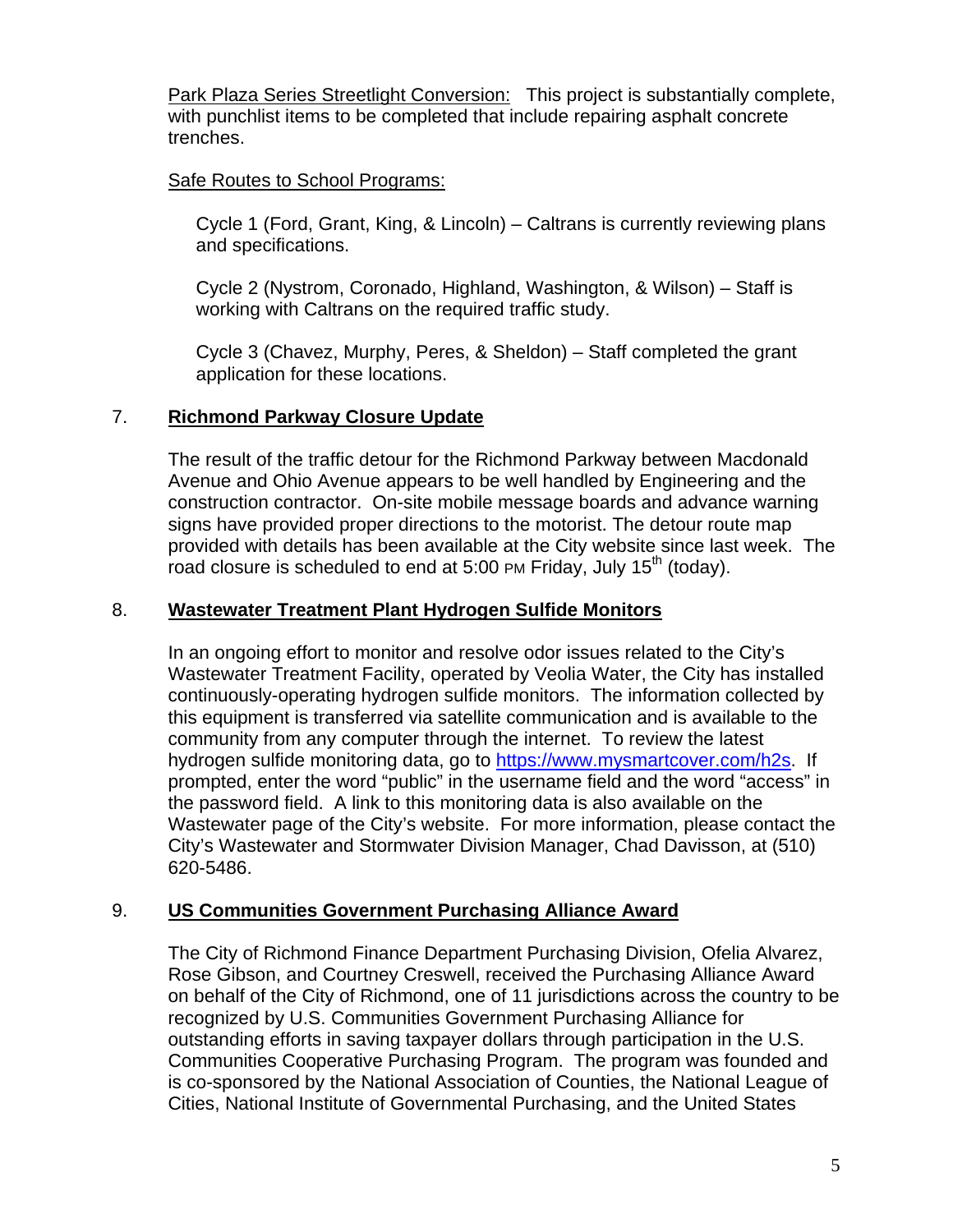Park Plaza Series Streetlight Conversion: This project is substantially complete, with punchlist items to be completed that include repairing asphalt concrete trenches.

Safe Routes to School Programs:

Cycle 1 (Ford, Grant, King, & Lincoln) – Caltrans is currently reviewing plans and specifications.

Cycle 2 (Nystrom, Coronado, Highland, Washington, & Wilson) – Staff is working with Caltrans on the required traffic study.

Cycle 3 (Chavez, Murphy, Peres, & Sheldon) – Staff completed the grant application for these locations.

7. **Richmond Parkway Closure Update**

The result of the traffic detour for the Richmond Parkway between Macdonald Avenue and Ohio Avenue appears to be well handled by Engineering and the construction contractor. On-site mobile message boards and advance warning signs have provided proper directions to the motorist. The detour route map provided with details has been available at the City website since last week. The road closure is scheduled to end at 5:00 PM Friday, July 15th (today).

8. **Wastewater Treatment Plant Hydrogen Sulfide Monitors**

In an ongoing effort to monitor and resolve odor issues related to the City's Wastewater Treatment Facility, operated by Veolia Water, the City has installed continuously-operating hydrogen sulfide monitors. The information collected by this equipment is transferred via satellite communication and is available to the community from any computer through the internet. To review the latest hydrogen sulfide monitoring data, go to https://www.mysmartcover.com/h2s. If prompted, enter the word "public" in the username field and the word "access" in the password field. A link to this monitoring data is also available on the Wastewater page of the City's website. For more information, please contact the City's Wastewater and Stormwater Division Manager, Chad Davisson, at (510) 620-5486.

9. **US Communities Government Purchasing Alliance Award**

The City of Richmond Finance Department Purchasing Division, Ofelia Alvarez, Rose Gibson, and Courtney Creswell, received the Purchasing Alliance Award on behalf of the City of Richmond, one of 11 jurisdictions across the country to be recognized by U.S. Communities Government Purchasing Alliance for outstanding efforts in saving taxpayer dollars through participation in the U.S. Communities Cooperative Purchasing Program. The program was founded and is co-sponsored by the National Association of Counties, the National League of Cities, National Institute of Governmental Purchasing, and the United States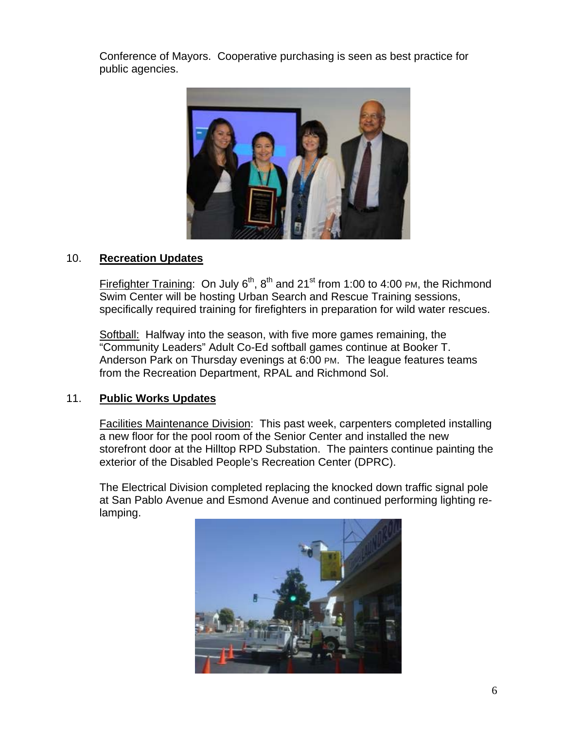Conference of Mayors. Cooperative purchasing is seen as best practice for public agencies.

10. **Recreation Updates**

Firefighter Training: On July 6th, 8th and 21st from 1:00 to 4:00 PM, the Richmond Swim Center will be hosting Urban Search and Rescue Training sessions, specifically required training for firefighters in preparation for wild water rescues.

Softball: Halfway into the season, with five more games remaining, the "Community Leaders" Adult Co-Ed softball games continue at Booker T. Anderson Park on Thursday evenings at 6:00 PM. The league features teams from the Recreation Department, RPAL and Richmond Sol.

11. **Public Works Updates**

Facilities Maintenance Division: This past week, carpenters completed installing a new floor for the pool room of the Senior Center and installed the new storefront door at the Hilltop RPD Substation. The painters continue painting the exterior of the Disabled People's Recreation Center (DPRC).

The Electrical Division completed replacing the knocked down traffic signal pole at San Pablo Avenue and Esmond Avenue and continued performing lighting re-lamping.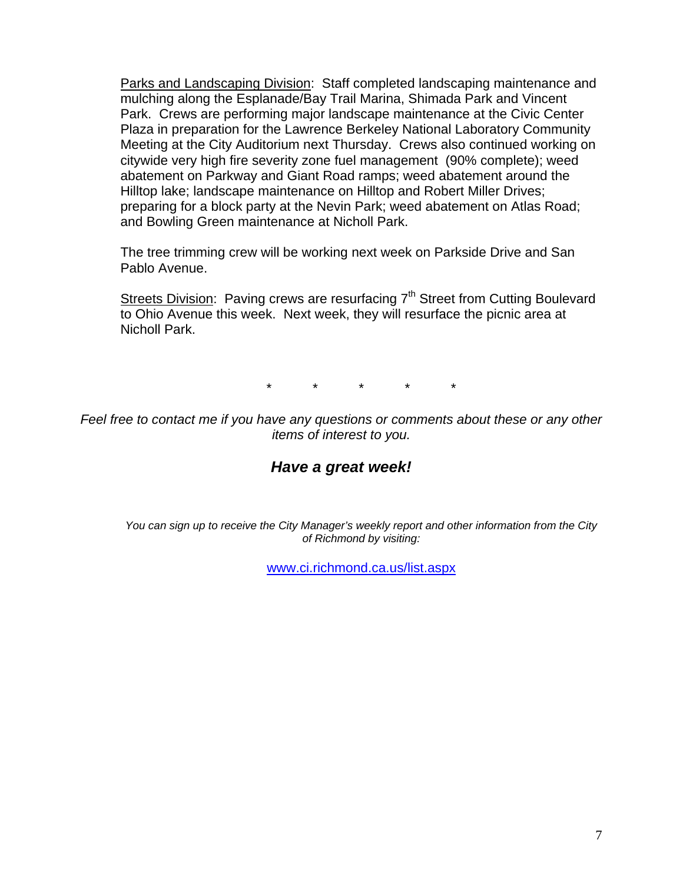Parks and Landscaping Division: Staff completed landscaping maintenance and mulching along the Esplanade/Bay Trail Marina, Shimada Park and Vincent Park. Crews are performing major landscape maintenance at the Civic Center Plaza in preparation for the Lawrence Berkeley National Laboratory Community Meeting at the City Auditorium next Thursday. Crews also continued working on citywide very high fire severity zone fuel management (90% complete); weed abatement on Parkway and Giant Road ramps; weed abatement around the Hilltop lake; landscape maintenance on Hilltop and Robert Miller Drives; preparing for a block party at the Nevin Park; weed abatement on Atlas Road; and Bowling Green maintenance at Nicholl Park.

The tree trimming crew will be working next week on Parkside Drive and San Pablo Avenue.

Streets Division: Paving crews are resurfacing 7th Street from Cutting Boulevard to Ohio Avenue this week. Next week, they will resurface the picnic area at Nicholl Park.

\* \* \* \* \*

*Feel free to contact me if you have any questions or comments about these or any other items of interest to you.*

***Have a great week!***

*You can sign up to receive the City Manager's weekly report and other information from the City of Richmond by visiting:*

[www.ci.richmond.ca.us/list.aspx](http://www.ci.richmond.ca.us/list.aspx)